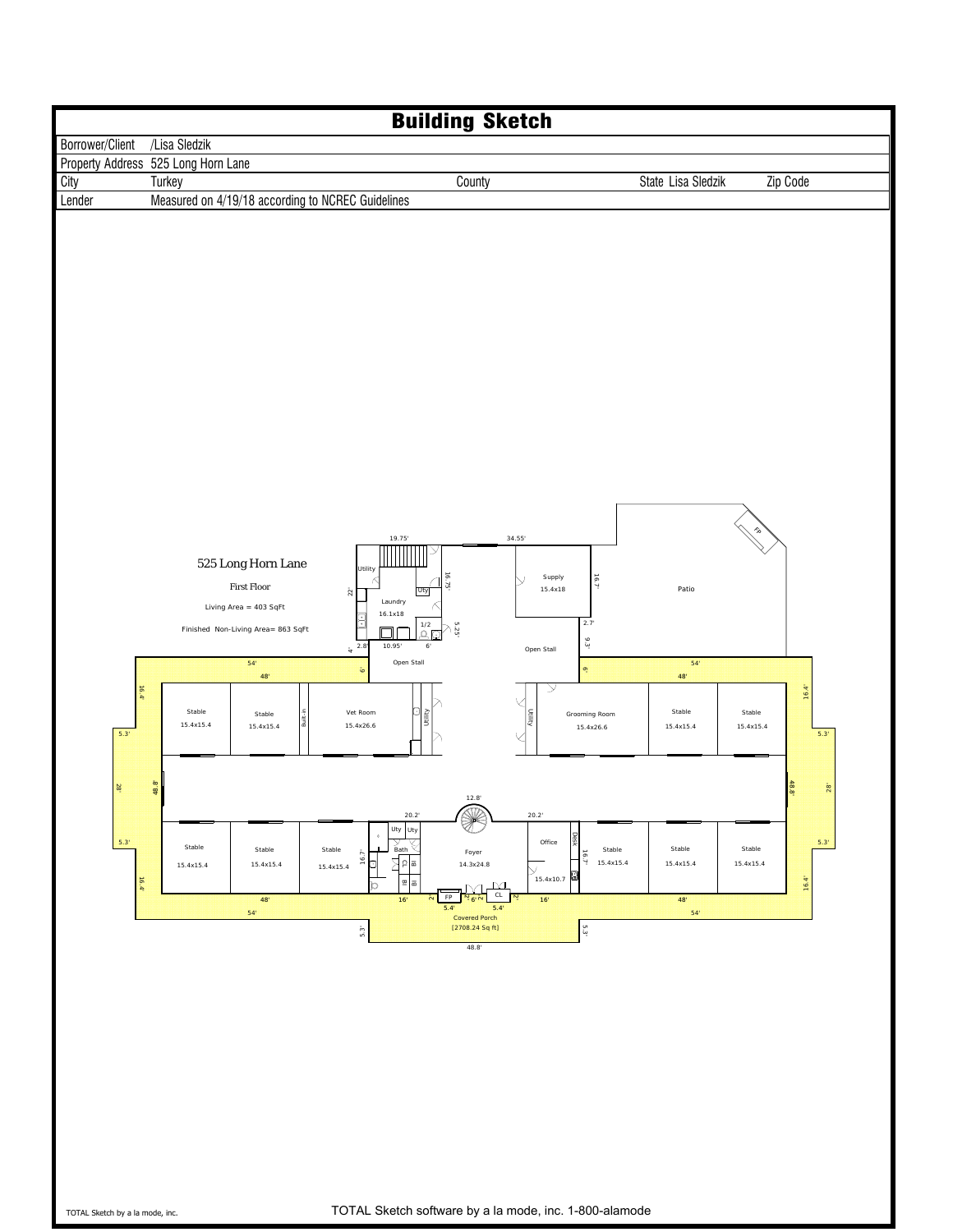# Building Sketch

| | | | | |
|---|---|---|---|---|
| Borrower/Client | /Lisa Sledzik | | | |
| Property Address | 525 Long Horn Lane | | | |
| City | Turkey | County | State Lisa Sledzik | Zip Code |
| Lender | Measured on 4/19/18 according to NCREC Guidelines | | | |

525 Long Horn Lane

First Floor

Living Area = 403 SqFt

Finished Non-Living Area= 863 SqFt

Utility, Laundry 16.1x18, Uty, 1/2, Supply 15.4x18, Patio, FP, Open Stall, Open Stall

Stable 15.4x15.4, Stable 15.4x15.4, Built-in, Vet Room 15.4x26.6, Utility, Utility, Grooming Room 15.4x26.6, Stable 15.4x15.4, Stable 15.4x15.4

Stable 15.4x15.4, Stable 15.4x15.4, Stable 15.4x15.4, Uty, Uty, Bath, CL, BI, BI, BI, Foyer 14.3x24.8, Office 15.4x10.7, Desk, Stable 15.4x15.4, Stable 15.4x15.4, Stable 15.4x15.4

FP, CL

Covered Porch [2708.24 Sq ft]

19.75', 34.55', 16.75', 22', 16.7', 5.25', 2.7', 9.3', 2.8', 10.95', 6', 4', 6', 6', 54', 48', 54', 48', 16.4', 16.4', 5.3', 5.3', 28', 48.8', 48.8', 28', 5.3', 5.3', 12.8', 20.2', 20.2', 16.7', 16.7', 16', 2', 5.4', 6', 2', 2', 5.4', 2', 16', 48', 54', 48', 54', 16.4', 16.4', 5.3', 5.3', 48.8'

TOTAL Sketch by a la mode, inc.

TOTAL Sketch software by a la mode, inc. 1-800-alamode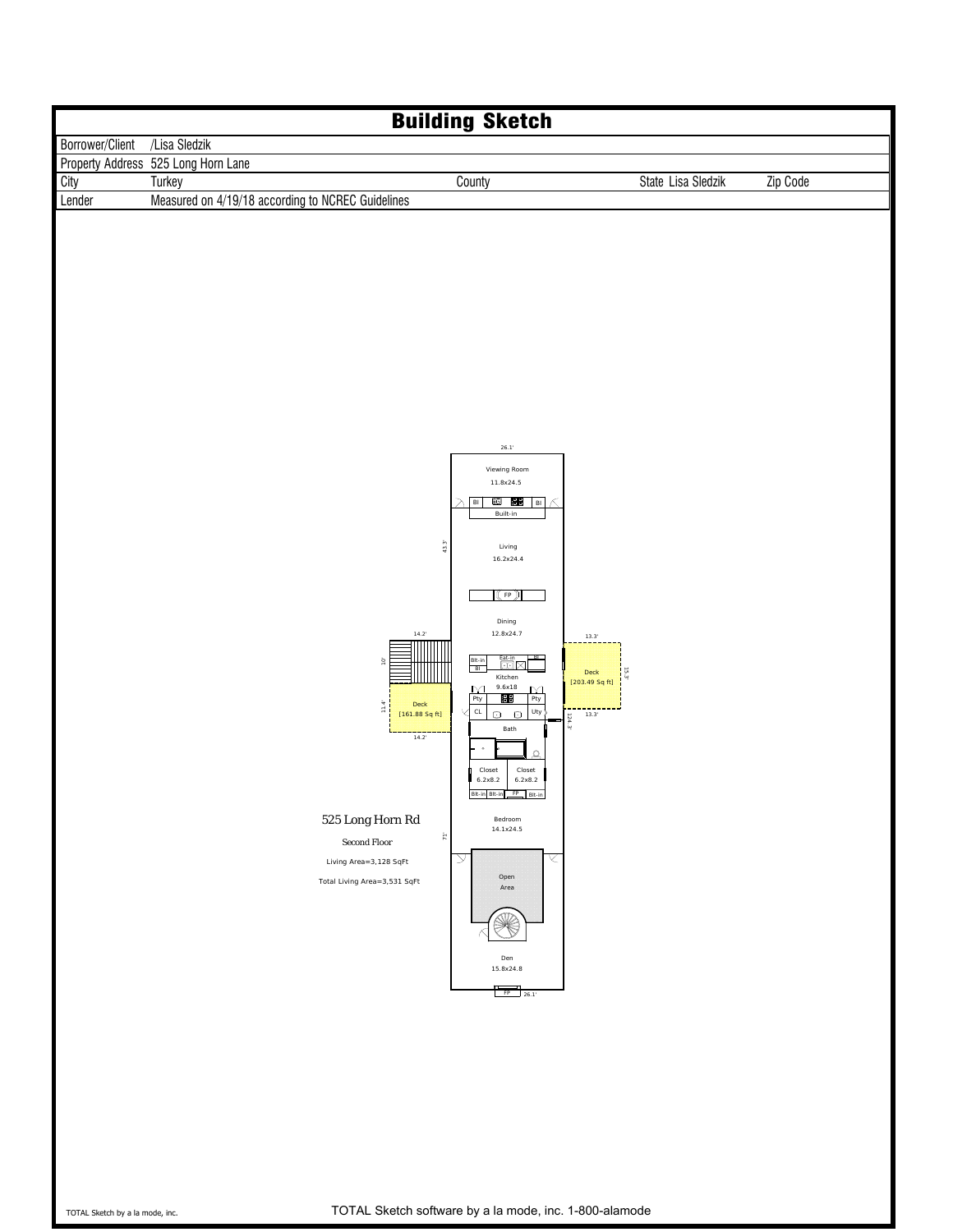# Building Sketch

| | | | | | |
|---|---|---|---|---|---|
| Borrower/Client | /Lisa Sledzik | | | | |
| Property Address | 525 Long Horn Lane | | | | |
| City | Turkey | County | | State Lisa Sledzik | Zip Code |
| Lender | Measured on 4/19/18 according to NCREC Guidelines | | | | |

26.1'

Viewing Room
11.8x24.5

BI Built-in BI

43.3'

Living
16.2x24.4

FP

Dining
12.8x24.7

14.2'

10'

13.3'

Blt-in BI Eat-in BI

Kitchen
9.6x18

Deck
[203.49 Sq ft]

15.3'

11.4'

Deck
[161.88 Sq ft]

Pty Pty

CL Uty

13.3'

124.3'

14.2'

Bath

Closet
6.2x8.2

Closet
6.2x8.2

Blt-in Blt-in FP Blt-in

525 Long Horn Rd

Second Floor

Living Area=3,128 SqFt

Total Living Area=3,531 SqFt

71'

Bedroom
14.1x24.5

Open
Area

Den
15.8x24.8

FP 26.1'

TOTAL Sketch by a la mode, inc.

TOTAL Sketch software by a la mode, inc. 1-800-alamode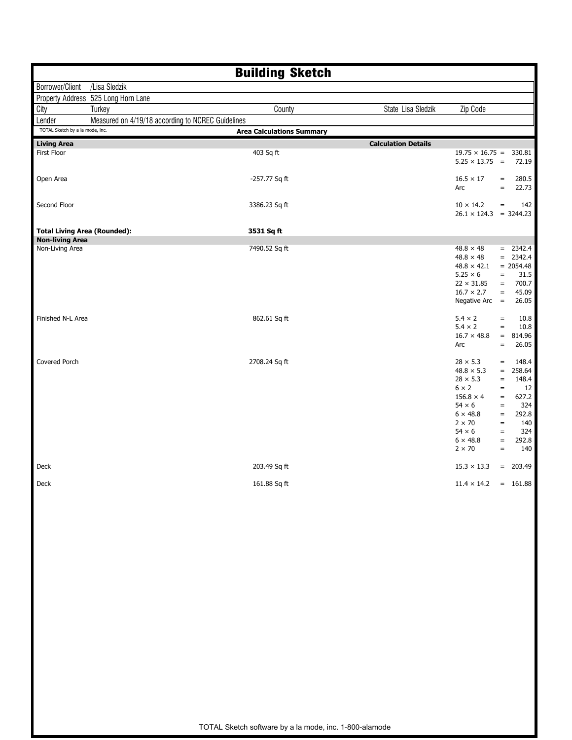# Building Sketch

| | | | | | |
|---|---|---|---|---|---|
| Borrower/Client | /Lisa Sledzik | | | | |
| Property Address | 525 Long Horn Lane | | | | |
| City | Turkey | County | | State Lisa Sledzik | Zip Code |
| Lender | Measured on 4/19/18 according to NCREC Guidelines | | | | |

TOTAL Sketch by a la mode, inc.

## Area Calculations Summary

| Living Area | | Calculation Details |
|---|---|---|
| First Floor | 403 Sq ft | 19.75 × 16.75 = 330.81 |
| | | 5.25 × 13.75 = 72.19 |
| Open Area | -257.77 Sq ft | 16.5 × 17 = 280.5 |
| | | Arc = 22.73 |
| Second Floor | 3386.23 Sq ft | 10 × 14.2 = 142 |
| | | 26.1 × 124.3 = 3244.23 |
| **Total Living Area (Rounded):** | **3531 Sq ft** | |
| **Non-living Area** | | |
| Non-Living Area | 7490.52 Sq ft | 48.8 × 48 = 2342.4 |
| | | 48.8 × 48 = 2342.4 |
| | | 48.8 × 42.1 = 2054.48 |
| | | 5.25 × 6 = 31.5 |
| | | 22 × 31.85 = 700.7 |
| | | 16.7 × 2.7 = 45.09 |
| | | Negative Arc = 26.05 |
| Finished N-L Area | 862.61 Sq ft | 5.4 × 2 = 10.8 |
| | | 5.4 × 2 = 10.8 |
| | | 16.7 × 48.8 = 814.96 |
| | | Arc = 26.05 |
| Covered Porch | 2708.24 Sq ft | 28 × 5.3 = 148.4 |
| | | 48.8 × 5.3 = 258.64 |
| | | 28 × 5.3 = 148.4 |
| | | 6 × 2 = 12 |
| | | 156.8 × 4 = 627.2 |
| | | 54 × 6 = 324 |
| | | 6 × 48.8 = 292.8 |
| | | 2 × 70 = 140 |
| | | 54 × 6 = 324 |
| | | 6 × 48.8 = 292.8 |
| | | 2 × 70 = 140 |
| Deck | 203.49 Sq ft | 15.3 × 13.3 = 203.49 |
| Deck | 161.88 Sq ft | 11.4 × 14.2 = 161.88 |

TOTAL Sketch software by a la mode, inc. 1-800-alamode